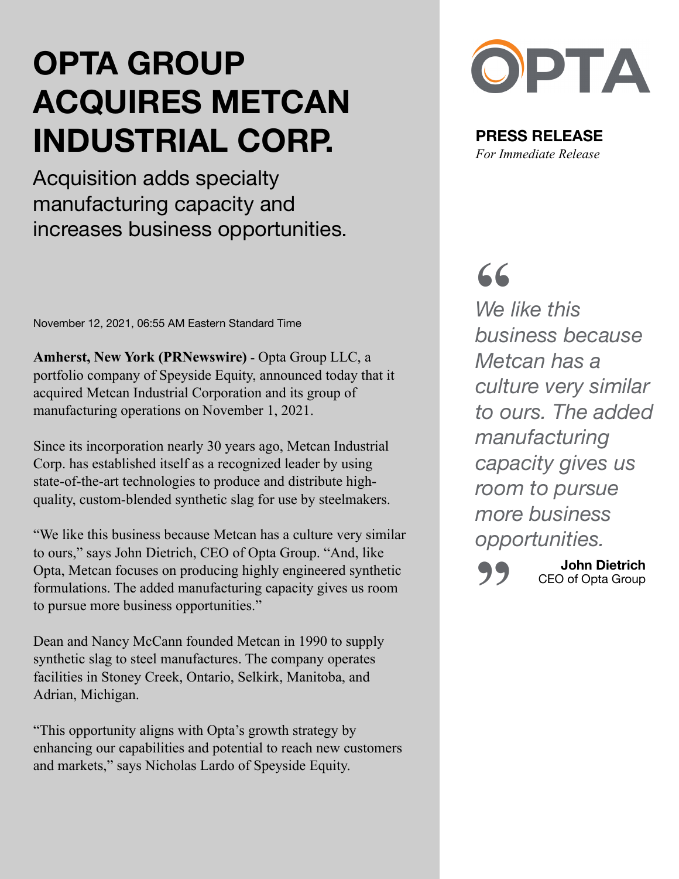# OPTA GROUP ACQUIRES METCAN INDUSTRIAL CORP.

Acquisition adds specialty manufacturing capacity and increases business opportunities.

OPTA

**PRESS RELEASE**
*For Immediate Release*

November 12, 2021, 06:55 AM Eastern Standard Time

**Amherst, New York (PRNewswire)** - Opta Group LLC, a portfolio company of Speyside Equity, announced today that it acquired Metcan Industrial Corporation and its group of manufacturing operations on November 1, 2021.

Since its incorporation nearly 30 years ago, Metcan Industrial Corp. has established itself as a recognized leader by using state-of-the-art technologies to produce and distribute high-quality, custom-blended synthetic slag for use by steelmakers.

"We like this business because Metcan has a culture very similar to ours," says John Dietrich, CEO of Opta Group. "And, like Opta, Metcan focuses on producing highly engineered synthetic formulations. The added manufacturing capacity gives us room to pursue more business opportunities."

Dean and Nancy McCann founded Metcan in 1990 to supply synthetic slag to steel manufactures. The company operates facilities in Stoney Creek, Ontario, Selkirk, Manitoba, and Adrian, Michigan.

"This opportunity aligns with Opta's growth strategy by enhancing our capabilities and potential to reach new customers and markets," says Nicholas Lardo of Speyside Equity.

> *"We like this business because Metcan has a culture very similar to ours. The added manufacturing capacity gives us room to pursue more business opportunities."*
>
> **John Dietrich**
> CEO of Opta Group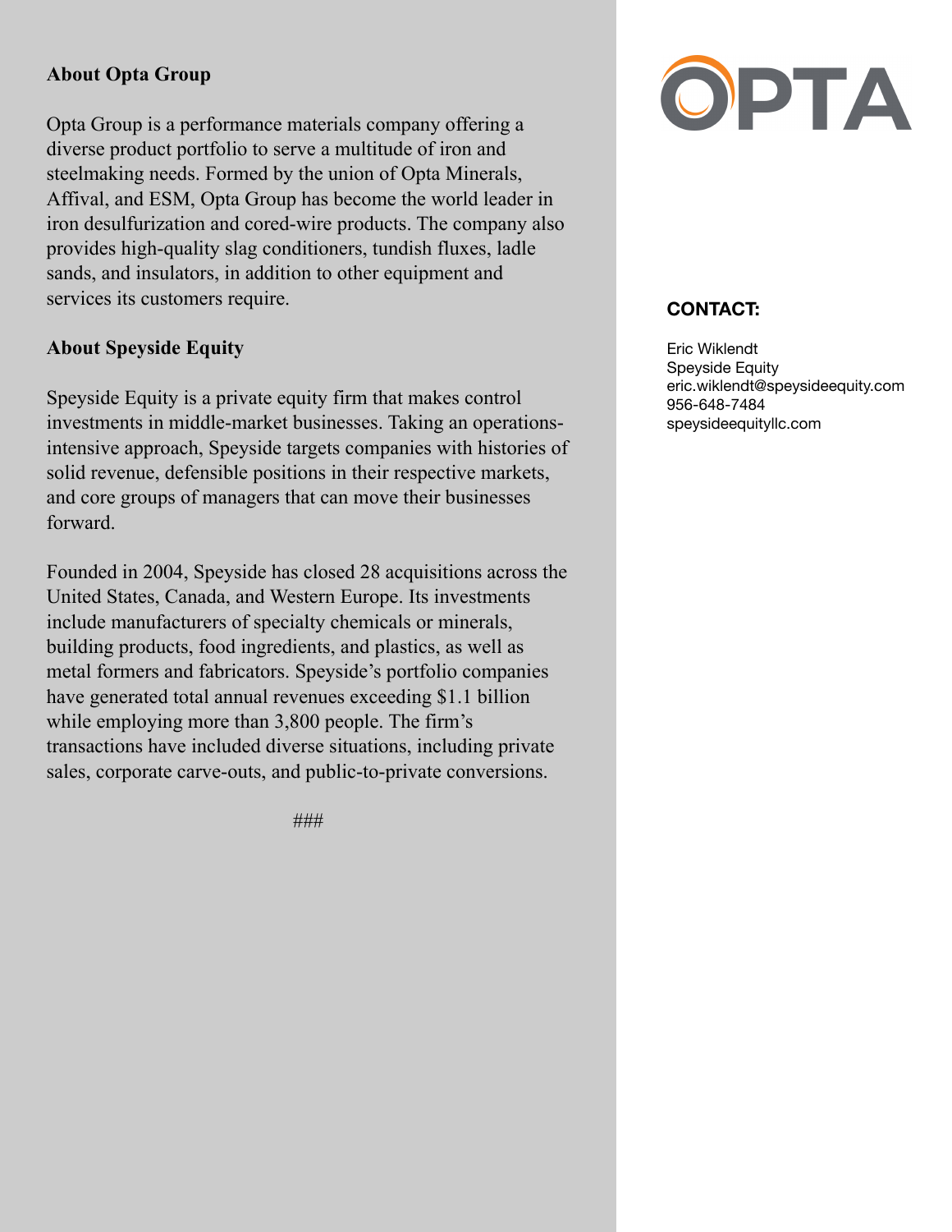## About Opta Group

Opta Group is a performance materials company offering a diverse product portfolio to serve a multitude of iron and steelmaking needs. Formed by the union of Opta Minerals, Affival, and ESM, Opta Group has become the world leader in iron desulfurization and cored-wire products. The company also provides high-quality slag conditioners, tundish fluxes, ladle sands, and insulators, in addition to other equipment and services its customers require.

## About Speyside Equity

Speyside Equity is a private equity firm that makes control investments in middle-market businesses. Taking an operations-intensive approach, Speyside targets companies with histories of solid revenue, defensible positions in their respective markets, and core groups of managers that can move their businesses forward.

Founded in 2004, Speyside has closed 28 acquisitions across the United States, Canada, and Western Europe. Its investments include manufacturers of specialty chemicals or minerals, building products, food ingredients, and plastics, as well as metal formers and fabricators. Speyside's portfolio companies have generated total annual revenues exceeding $1.1 billion while employing more than 3,800 people. The firm's transactions have included diverse situations, including private sales, corporate carve-outs, and public-to-private conversions.

###

OPTA

**CONTACT:**

Eric Wiklendt
Speyside Equity
eric.wiklendt@speysideequity.com
956-648-7484
speysideequityllc.com